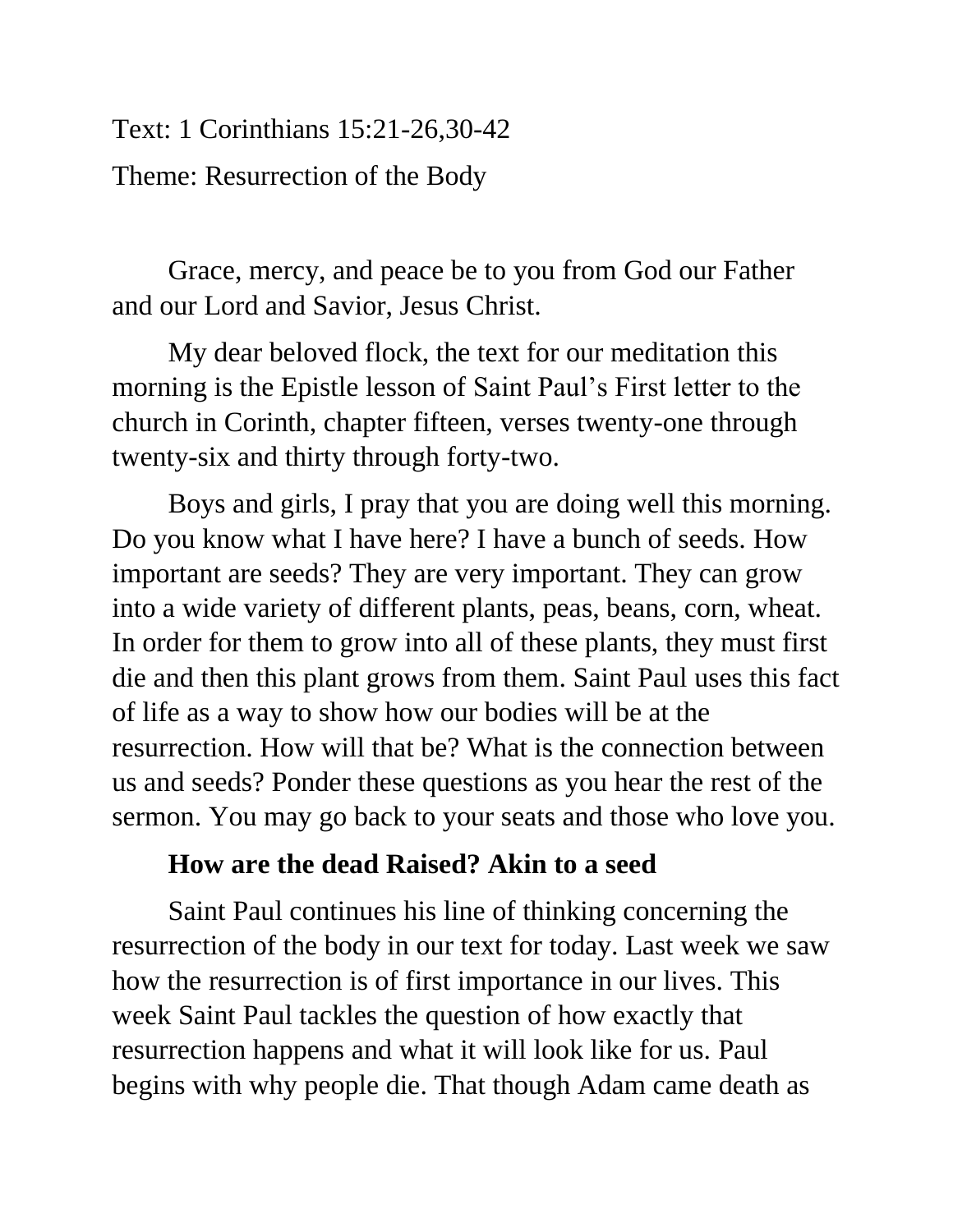Text: 1 Corinthians 15:21-26,30-42

Theme: Resurrection of the Body

Grace, mercy, and peace be to you from God our Father and our Lord and Savior, Jesus Christ.

My dear beloved flock, the text for our meditation this morning is the Epistle lesson of Saint Paul's First letter to the church in Corinth, chapter fifteen, verses twenty-one through twenty-six and thirty through forty-two.

Boys and girls, I pray that you are doing well this morning. Do you know what I have here? I have a bunch of seeds. How important are seeds? They are very important. They can grow into a wide variety of different plants, peas, beans, corn, wheat. In order for them to grow into all of these plants, they must first die and then this plant grows from them. Saint Paul uses this fact of life as a way to show how our bodies will be at the resurrection. How will that be? What is the connection between us and seeds? Ponder these questions as you hear the rest of the sermon. You may go back to your seats and those who love you.

**How are the dead Raised? Akin to a seed**

Saint Paul continues his line of thinking concerning the resurrection of the body in our text for today. Last week we saw how the resurrection is of first importance in our lives. This week Saint Paul tackles the question of how exactly that resurrection happens and what it will look like for us. Paul begins with why people die. That though Adam came death as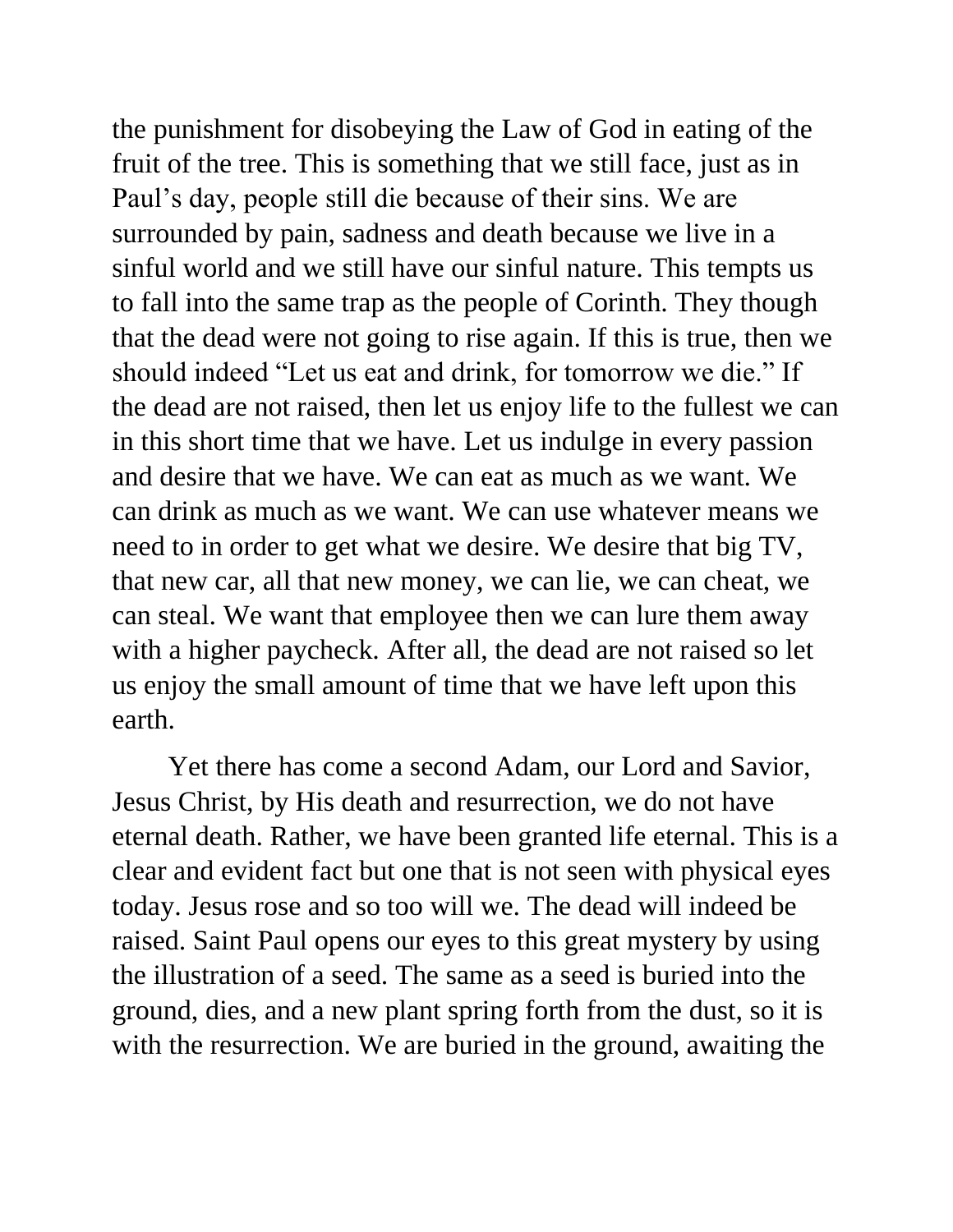the punishment for disobeying the Law of God in eating of the fruit of the tree. This is something that we still face, just as in Paul's day, people still die because of their sins. We are surrounded by pain, sadness and death because we live in a sinful world and we still have our sinful nature. This tempts us to fall into the same trap as the people of Corinth. They though that the dead were not going to rise again. If this is true, then we should indeed "Let us eat and drink, for tomorrow we die." If the dead are not raised, then let us enjoy life to the fullest we can in this short time that we have. Let us indulge in every passion and desire that we have. We can eat as much as we want. We can drink as much as we want. We can use whatever means we need to in order to get what we desire. We desire that big TV, that new car, all that new money, we can lie, we can cheat, we can steal. We want that employee then we can lure them away with a higher paycheck. After all, the dead are not raised so let us enjoy the small amount of time that we have left upon this earth.

Yet there has come a second Adam, our Lord and Savior, Jesus Christ, by His death and resurrection, we do not have eternal death. Rather, we have been granted life eternal. This is a clear and evident fact but one that is not seen with physical eyes today. Jesus rose and so too will we. The dead will indeed be raised. Saint Paul opens our eyes to this great mystery by using the illustration of a seed. The same as a seed is buried into the ground, dies, and a new plant spring forth from the dust, so it is with the resurrection. We are buried in the ground, awaiting the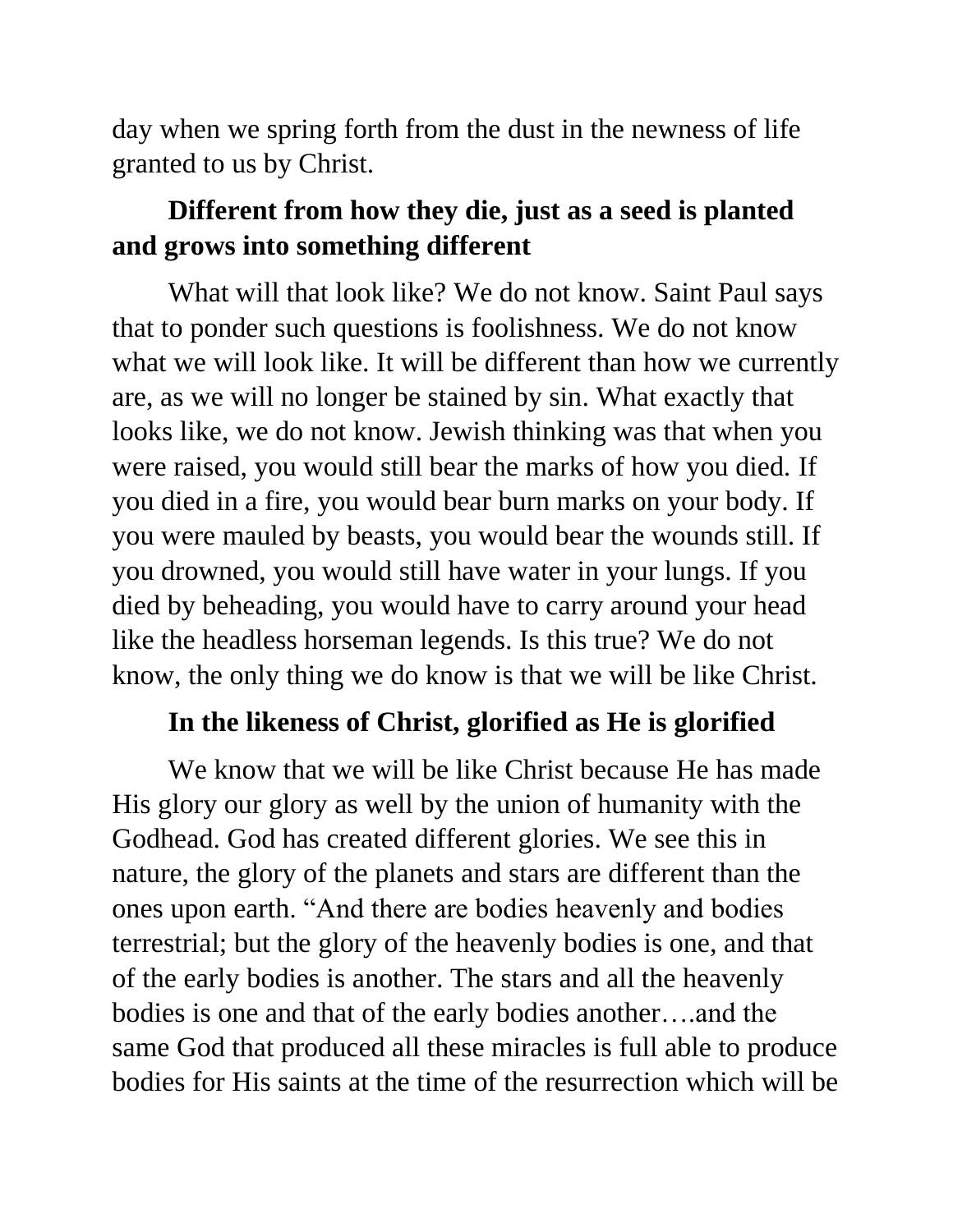day when we spring forth from the dust in the newness of life granted to us by Christ.

**Different from how they die, just as a seed is planted and grows into something different**

What will that look like? We do not know. Saint Paul says that to ponder such questions is foolishness. We do not know what we will look like. It will be different than how we currently are, as we will no longer be stained by sin. What exactly that looks like, we do not know. Jewish thinking was that when you were raised, you would still bear the marks of how you died. If you died in a fire, you would bear burn marks on your body. If you were mauled by beasts, you would bear the wounds still. If you drowned, you would still have water in your lungs. If you died by beheading, you would have to carry around your head like the headless horseman legends. Is this true? We do not know, the only thing we do know is that we will be like Christ.

**In the likeness of Christ, glorified as He is glorified**

We know that we will be like Christ because He has made His glory our glory as well by the union of humanity with the Godhead. God has created different glories. We see this in nature, the glory of the planets and stars are different than the ones upon earth. "And there are bodies heavenly and bodies terrestrial; but the glory of the heavenly bodies is one, and that of the early bodies is another. The stars and all the heavenly bodies is one and that of the early bodies another….and the same God that produced all these miracles is full able to produce bodies for His saints at the time of the resurrection which will be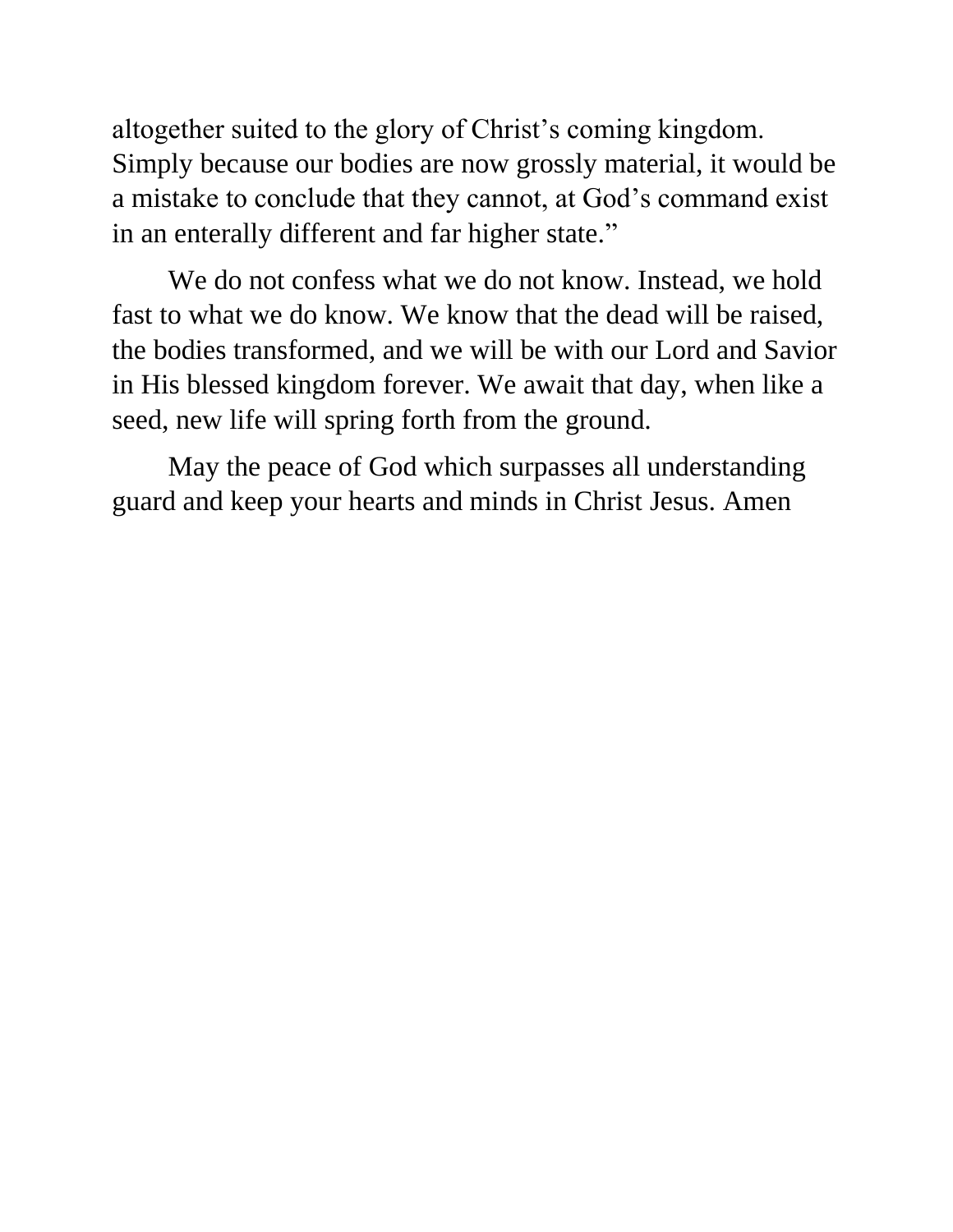altogether suited to the glory of Christ's coming kingdom. Simply because our bodies are now grossly material, it would be a mistake to conclude that they cannot, at God's command exist in an enterally different and far higher state."

We do not confess what we do not know. Instead, we hold fast to what we do know. We know that the dead will be raised, the bodies transformed, and we will be with our Lord and Savior in His blessed kingdom forever. We await that day, when like a seed, new life will spring forth from the ground.

May the peace of God which surpasses all understanding guard and keep your hearts and minds in Christ Jesus. Amen